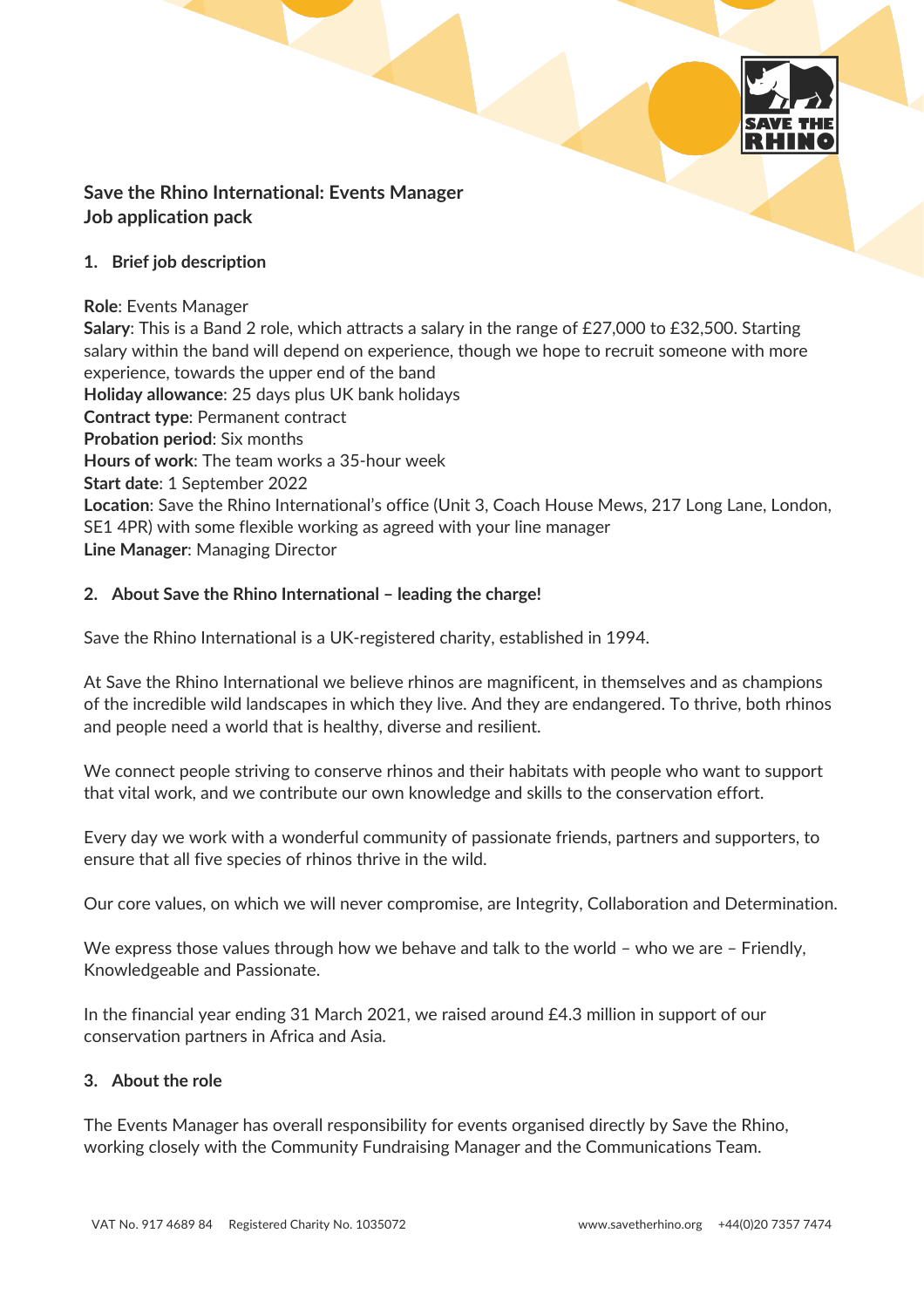# Save the Rhino International: Events Manager
# Job application pack

## 1. Brief job description

**Role**: Events Manager
**Salary**: This is a Band 2 role, which attracts a salary in the range of £27,000 to £32,500. Starting salary within the band will depend on experience, though we hope to recruit someone with more experience, towards the upper end of the band
**Holiday allowance**: 25 days plus UK bank holidays
**Contract type**: Permanent contract
**Probation period**: Six months
**Hours of work**: The team works a 35-hour week
**Start date**: 1 September 2022
**Location**: Save the Rhino International's office (Unit 3, Coach House Mews, 217 Long Lane, London, SE1 4PR) with some flexible working as agreed with your line manager
**Line Manager**: Managing Director

## 2. About Save the Rhino International – leading the charge!

Save the Rhino International is a UK-registered charity, established in 1994.

At Save the Rhino International we believe rhinos are magnificent, in themselves and as champions of the incredible wild landscapes in which they live. And they are endangered. To thrive, both rhinos and people need a world that is healthy, diverse and resilient.

We connect people striving to conserve rhinos and their habitats with people who want to support that vital work, and we contribute our own knowledge and skills to the conservation effort.

Every day we work with a wonderful community of passionate friends, partners and supporters, to ensure that all five species of rhinos thrive in the wild.

Our core values, on which we will never compromise, are Integrity, Collaboration and Determination.

We express those values through how we behave and talk to the world – who we are – Friendly, Knowledgeable and Passionate.

In the financial year ending 31 March 2021, we raised around £4.3 million in support of our conservation partners in Africa and Asia.

## 3. About the role

The Events Manager has overall responsibility for events organised directly by Save the Rhino, working closely with the Community Fundraising Manager and the Communications Team.

VAT No. 917 4689 84 Registered Charity No. 1035072 www.savetherhino.org +44(0)20 7357 7474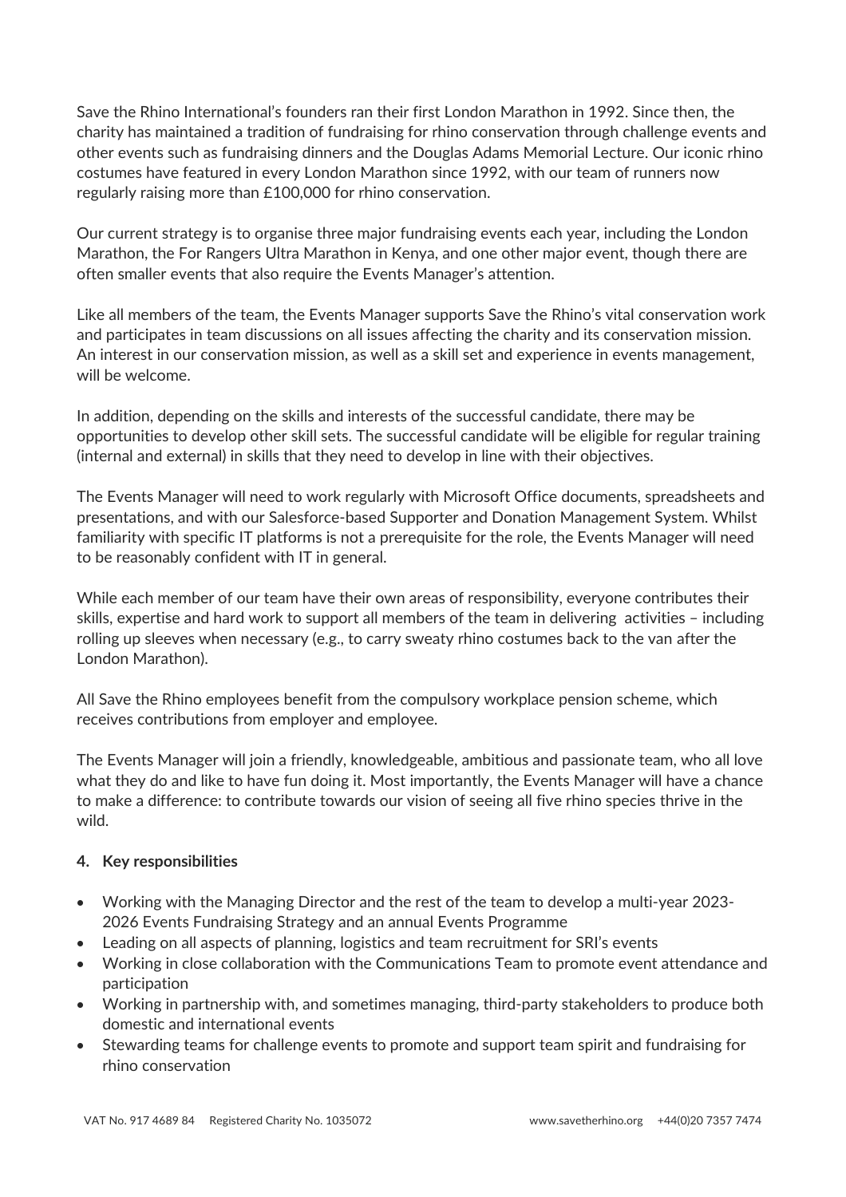Save the Rhino International's founders ran their first London Marathon in 1992. Since then, the charity has maintained a tradition of fundraising for rhino conservation through challenge events and other events such as fundraising dinners and the Douglas Adams Memorial Lecture. Our iconic rhino costumes have featured in every London Marathon since 1992, with our team of runners now regularly raising more than £100,000 for rhino conservation.

Our current strategy is to organise three major fundraising events each year, including the London Marathon, the For Rangers Ultra Marathon in Kenya, and one other major event, though there are often smaller events that also require the Events Manager's attention.

Like all members of the team, the Events Manager supports Save the Rhino's vital conservation work and participates in team discussions on all issues affecting the charity and its conservation mission. An interest in our conservation mission, as well as a skill set and experience in events management, will be welcome.

In addition, depending on the skills and interests of the successful candidate, there may be opportunities to develop other skill sets. The successful candidate will be eligible for regular training (internal and external) in skills that they need to develop in line with their objectives.

The Events Manager will need to work regularly with Microsoft Office documents, spreadsheets and presentations, and with our Salesforce-based Supporter and Donation Management System. Whilst familiarity with specific IT platforms is not a prerequisite for the role, the Events Manager will need to be reasonably confident with IT in general.

While each member of our team have their own areas of responsibility, everyone contributes their skills, expertise and hard work to support all members of the team in delivering activities – including rolling up sleeves when necessary (e.g., to carry sweaty rhino costumes back to the van after the London Marathon).

All Save the Rhino employees benefit from the compulsory workplace pension scheme, which receives contributions from employer and employee.

The Events Manager will join a friendly, knowledgeable, ambitious and passionate team, who all love what they do and like to have fun doing it. Most importantly, the Events Manager will have a chance to make a difference: to contribute towards our vision of seeing all five rhino species thrive in the wild.

**4. Key responsibilities**

- Working with the Managing Director and the rest of the team to develop a multi-year 2023-2026 Events Fundraising Strategy and an annual Events Programme
- Leading on all aspects of planning, logistics and team recruitment for SRI's events
- Working in close collaboration with the Communications Team to promote event attendance and participation
- Working in partnership with, and sometimes managing, third-party stakeholders to produce both domestic and international events
- Stewarding teams for challenge events to promote and support team spirit and fundraising for rhino conservation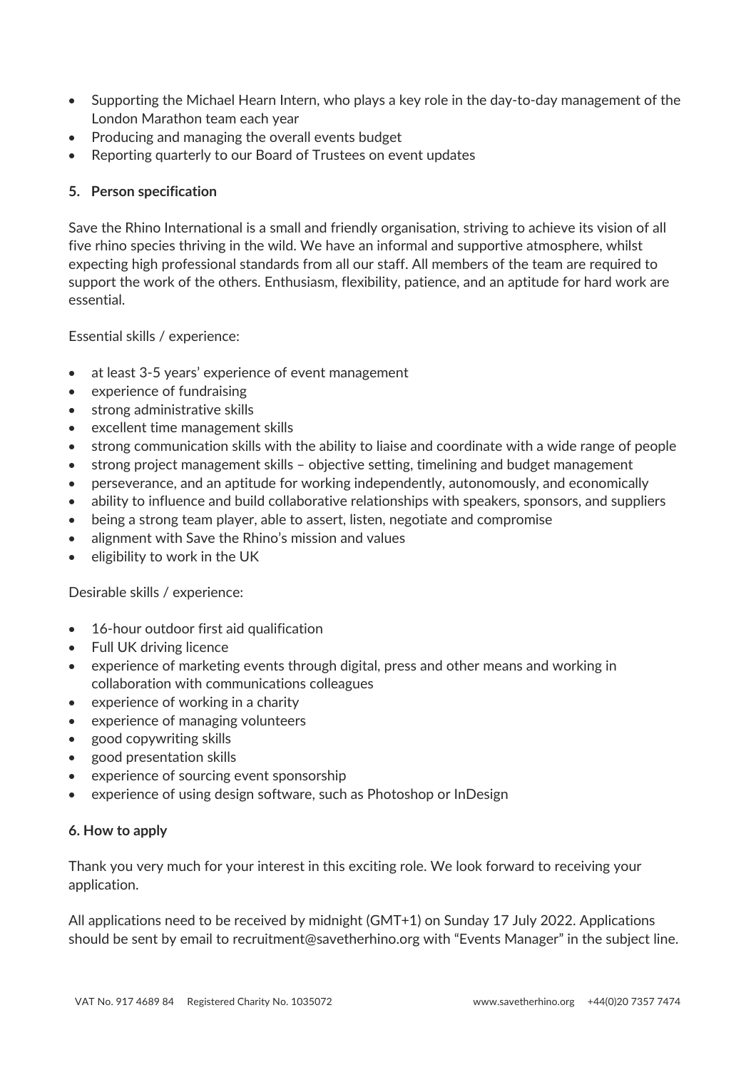- Supporting the Michael Hearn Intern, who plays a key role in the day-to-day management of the London Marathon team each year
- Producing and managing the overall events budget
- Reporting quarterly to our Board of Trustees on event updates

## 5. Person specification

Save the Rhino International is a small and friendly organisation, striving to achieve its vision of all five rhino species thriving in the wild. We have an informal and supportive atmosphere, whilst expecting high professional standards from all our staff. All members of the team are required to support the work of the others. Enthusiasm, flexibility, patience, and an aptitude for hard work are essential.

Essential skills / experience:

- at least 3-5 years' experience of event management
- experience of fundraising
- strong administrative skills
- excellent time management skills
- strong communication skills with the ability to liaise and coordinate with a wide range of people
- strong project management skills – objective setting, timelining and budget management
- perseverance, and an aptitude for working independently, autonomously, and economically
- ability to influence and build collaborative relationships with speakers, sponsors, and suppliers
- being a strong team player, able to assert, listen, negotiate and compromise
- alignment with Save the Rhino's mission and values
- eligibility to work in the UK

Desirable skills / experience:

- 16-hour outdoor first aid qualification
- Full UK driving licence
- experience of marketing events through digital, press and other means and working in collaboration with communications colleagues
- experience of working in a charity
- experience of managing volunteers
- good copywriting skills
- good presentation skills
- experience of sourcing event sponsorship
- experience of using design software, such as Photoshop or InDesign

## 6. How to apply

Thank you very much for your interest in this exciting role. We look forward to receiving your application.

All applications need to be received by midnight (GMT+1) on Sunday 17 July 2022. Applications should be sent by email to recruitment@savetherhino.org with "Events Manager" in the subject line.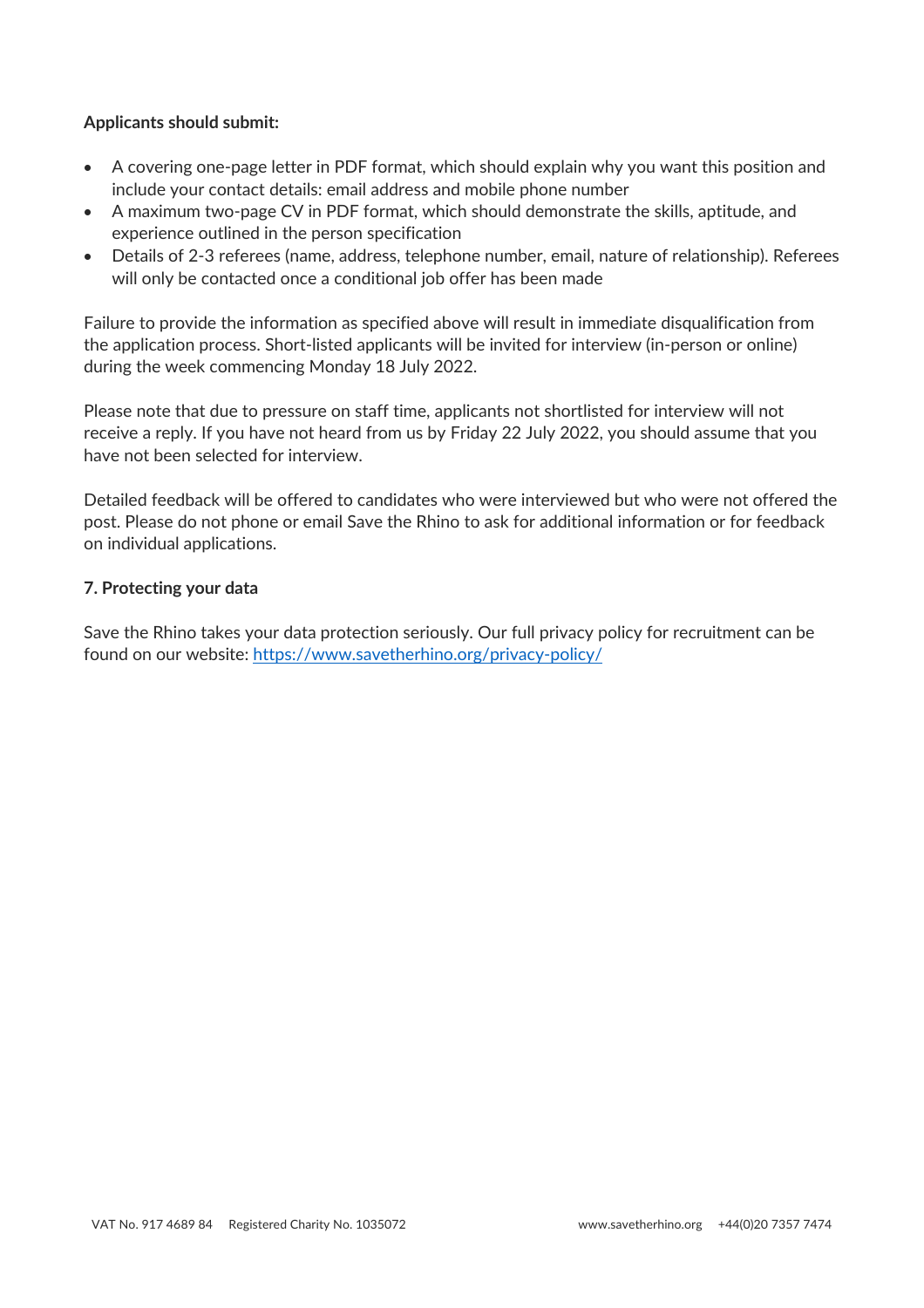**Applicants should submit:**

- A covering one-page letter in PDF format, which should explain why you want this position and include your contact details: email address and mobile phone number
- A maximum two-page CV in PDF format, which should demonstrate the skills, aptitude, and experience outlined in the person specification
- Details of 2-3 referees (name, address, telephone number, email, nature of relationship). Referees will only be contacted once a conditional job offer has been made

Failure to provide the information as specified above will result in immediate disqualification from the application process. Short-listed applicants will be invited for interview (in-person or online) during the week commencing Monday 18 July 2022.

Please note that due to pressure on staff time, applicants not shortlisted for interview will not receive a reply. If you have not heard from us by Friday 22 July 2022, you should assume that you have not been selected for interview.

Detailed feedback will be offered to candidates who were interviewed but who were not offered the post. Please do not phone or email Save the Rhino to ask for additional information or for feedback on individual applications.

**7. Protecting your data**

Save the Rhino takes your data protection seriously. Our full privacy policy for recruitment can be found on our website: https://www.savetherhino.org/privacy-policy/